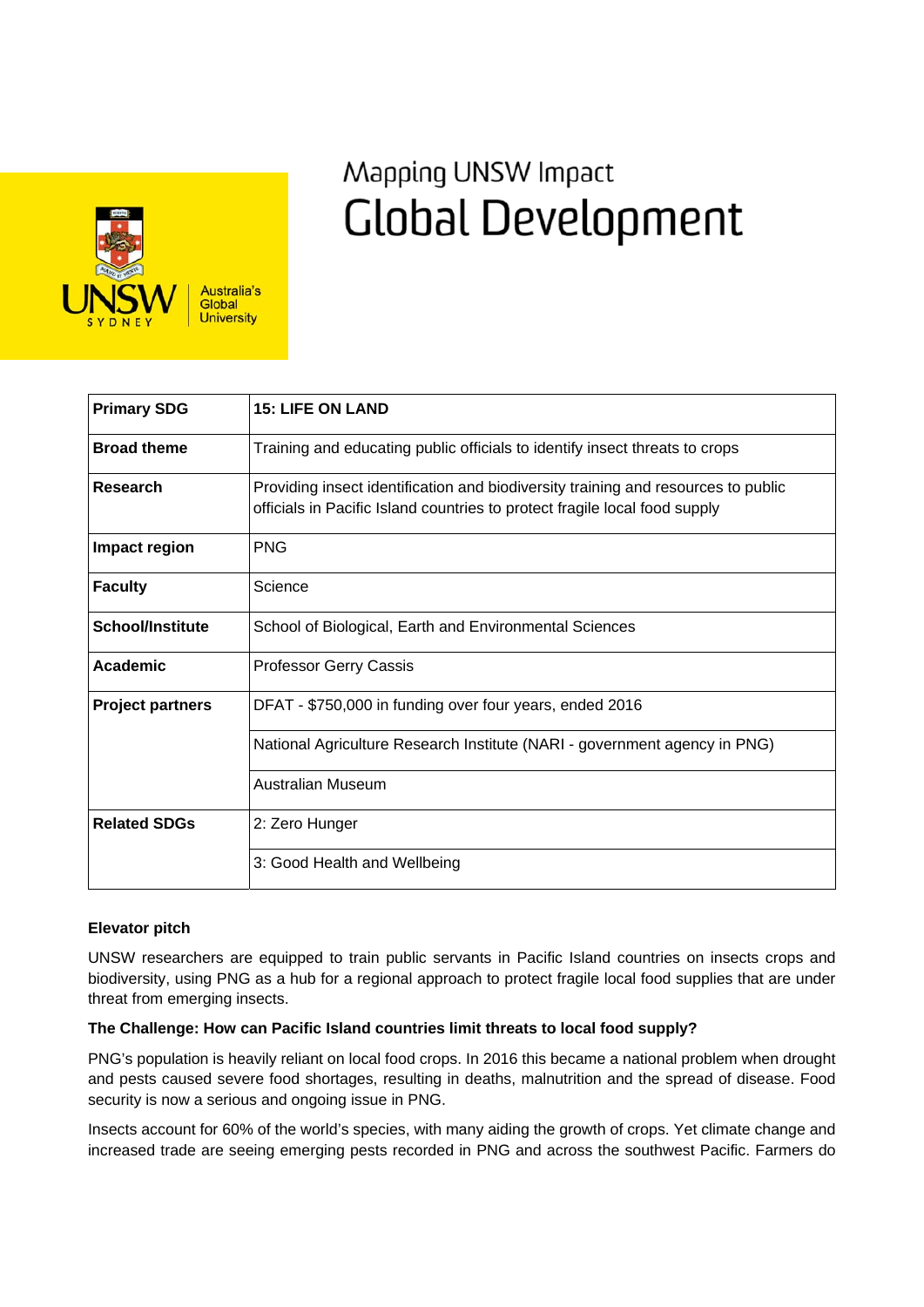# Mapping UNSW Impact

# Global Development

| | |
|---|---|
| **Primary SDG** | **15: LIFE ON LAND** |
| **Broad theme** | Training and educating public officials to identify insect threats to crops |
| **Research** | Providing insect identification and biodiversity training and resources to public officials in Pacific Island countries to protect fragile local food supply |
| **Impact region** | PNG |
| **Faculty** | Science |
| **School/Institute** | School of Biological, Earth and Environmental Sciences |
| **Academic** | Professor Gerry Cassis |
| **Project partners** | DFAT - $750,000 in funding over four years, ended 2016 |
| | National Agriculture Research Institute (NARI - government agency in PNG) |
| | Australian Museum |
| **Related SDGs** | 2: Zero Hunger |
| | 3: Good Health and Wellbeing |

**Elevator pitch**

UNSW researchers are equipped to train public servants in Pacific Island countries on insects crops and biodiversity, using PNG as a hub for a regional approach to protect fragile local food supplies that are under threat from emerging insects.

**The Challenge: How can Pacific Island countries limit threats to local food supply?**

PNG's population is heavily reliant on local food crops. In 2016 this became a national problem when drought and pests caused severe food shortages, resulting in deaths, malnutrition and the spread of disease. Food security is now a serious and ongoing issue in PNG.

Insects account for 60% of the world's species, with many aiding the growth of crops. Yet climate change and increased trade are seeing emerging pests recorded in PNG and across the southwest Pacific. Farmers do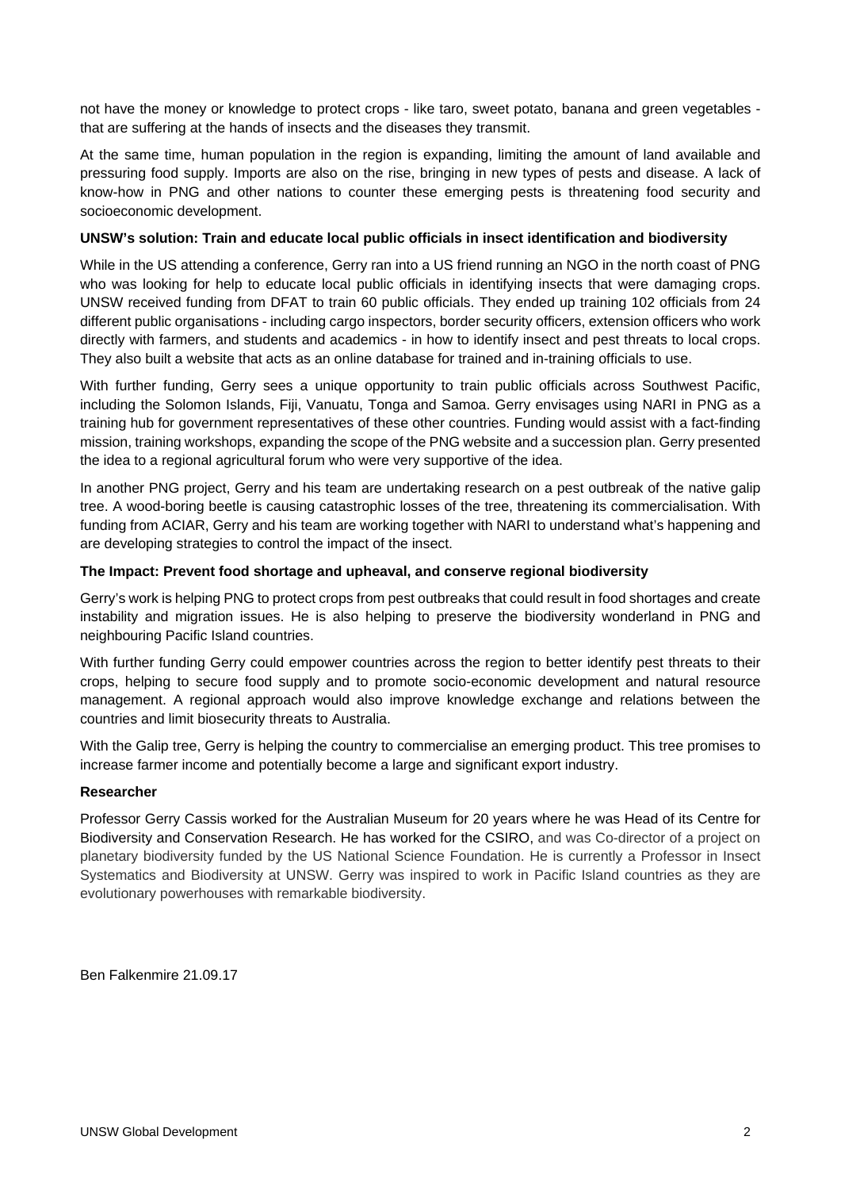not have the money or knowledge to protect crops - like taro, sweet potato, banana and green vegetables - that are suffering at the hands of insects and the diseases they transmit.

At the same time, human population in the region is expanding, limiting the amount of land available and pressuring food supply. Imports are also on the rise, bringing in new types of pests and disease. A lack of know-how in PNG and other nations to counter these emerging pests is threatening food security and socioeconomic development.

**UNSW's solution: Train and educate local public officials in insect identification and biodiversity**

While in the US attending a conference, Gerry ran into a US friend running an NGO in the north coast of PNG who was looking for help to educate local public officials in identifying insects that were damaging crops. UNSW received funding from DFAT to train 60 public officials. They ended up training 102 officials from 24 different public organisations - including cargo inspectors, border security officers, extension officers who work directly with farmers, and students and academics - in how to identify insect and pest threats to local crops. They also built a website that acts as an online database for trained and in-training officials to use.

With further funding, Gerry sees a unique opportunity to train public officials across Southwest Pacific, including the Solomon Islands, Fiji, Vanuatu, Tonga and Samoa. Gerry envisages using NARI in PNG as a training hub for government representatives of these other countries. Funding would assist with a fact-finding mission, training workshops, expanding the scope of the PNG website and a succession plan. Gerry presented the idea to a regional agricultural forum who were very supportive of the idea.

In another PNG project, Gerry and his team are undertaking research on a pest outbreak of the native galip tree. A wood-boring beetle is causing catastrophic losses of the tree, threatening its commercialisation. With funding from ACIAR, Gerry and his team are working together with NARI to understand what's happening and are developing strategies to control the impact of the insect.

**The Impact: Prevent food shortage and upheaval, and conserve regional biodiversity**

Gerry's work is helping PNG to protect crops from pest outbreaks that could result in food shortages and create instability and migration issues. He is also helping to preserve the biodiversity wonderland in PNG and neighbouring Pacific Island countries.

With further funding Gerry could empower countries across the region to better identify pest threats to their crops, helping to secure food supply and to promote socio-economic development and natural resource management. A regional approach would also improve knowledge exchange and relations between the countries and limit biosecurity threats to Australia.

With the Galip tree, Gerry is helping the country to commercialise an emerging product. This tree promises to increase farmer income and potentially become a large and significant export industry.

**Researcher**

Professor Gerry Cassis worked for the Australian Museum for 20 years where he was Head of its Centre for Biodiversity and Conservation Research. He has worked for the CSIRO, and was Co-director of a project on planetary biodiversity funded by the US National Science Foundation. He is currently a Professor in Insect Systematics and Biodiversity at UNSW. Gerry was inspired to work in Pacific Island countries as they are evolutionary powerhouses with remarkable biodiversity.

Ben Falkenmire 21.09.17